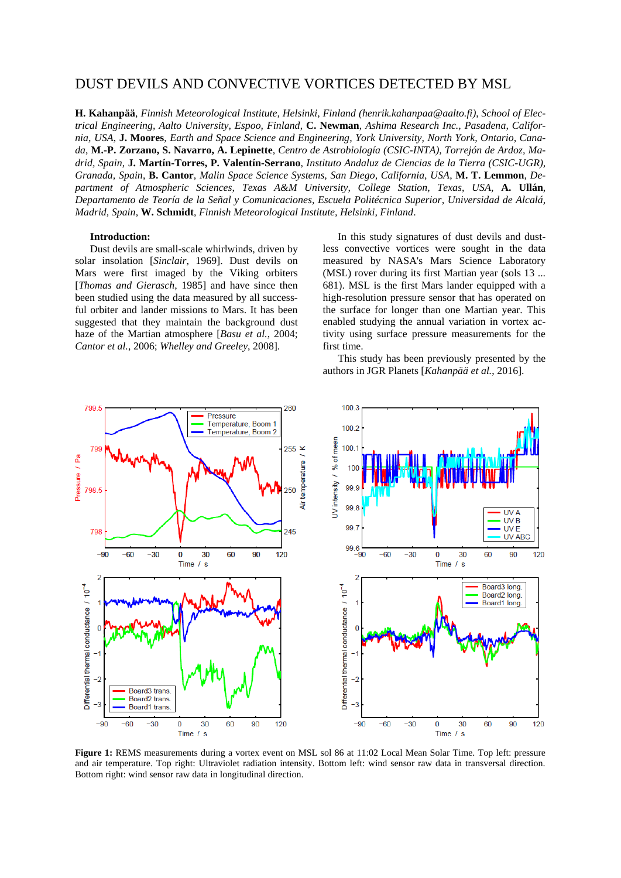// DUST DEVILS AND CONVECTIVE VORTICES DETECTED BY MSL

**H. Kahanpää**, *Finnish Meteorological Institute, Helsinki, Finland (henrik.kahanpaa@aalto.fi), School of Electrical Engineering, Aalto University, Espoo, Finland*, **C. Newman**, *Ashima Research Inc., Pasadena, California, USA*, **J. Moores**, *Earth and Space Science and Engineering, York University, North York, Ontario, Canada*, **M.-P. Zorzano, S. Navarro, A. Lepinette**, *Centro de Astrobiología (CSIC-INTA), Torrejón de Ardoz, Madrid, Spain*, **J. Martín-Torres, P. Valentín-Serrano**, *Instituto Andaluz de Ciencias de la Tierra (CSIC-UGR), Granada, Spain*, **B. Cantor**, *Malin Space Science Systems, San Diego, California, USA*, **M. T. Lemmon**, *Department of Atmospheric Sciences, Texas A&M University, College Station, Texas, USA*, **A. Ullán**, *Departamento de Teoría de la Señal y Comunicaciones, Escuela Politécnica Superior, Universidad de Alcalá, Madrid, Spain*, **W. Schmidt**, *Finnish Meteorological Institute, Helsinki, Finland*.

**Introduction:**

Dust devils are small-scale whirlwinds, driven by solar insolation [*Sinclair*, 1969]. Dust devils on Mars were first imaged by the Viking orbiters [*Thomas and Gierasch*, 1985] and have since then been studied using the data measured by all successful orbiter and lander missions to Mars. It has been suggested that they maintain the background dust haze of the Martian atmosphere [*Basu et al.*, 2004; *Cantor et al.*, 2006; *Whelley and Greeley*, 2008].

In this study signatures of dust devils and dustless convective vortices were sought in the data measured by NASA's Mars Science Laboratory (MSL) rover during its first Martian year (sols 13 ... 681). MSL is the first Mars lander equipped with a high-resolution pressure sensor that has operated on the surface for longer than one Martian year. This enabled studying the annual variation in vortex activity using surface pressure measurements for the first time.

This study has been previously presented by the authors in JGR Planets [*Kahanpää et al.*, 2016].

**Figure 1:** REMS measurements during a vortex event on MSL sol 86 at 11:02 Local Mean Solar Time. Top left: pressure and air temperature. Top right: Ultraviolet radiation intensity. Bottom left: wind sensor raw data in transversal direction. Bottom right: wind sensor raw data in longitudinal direction.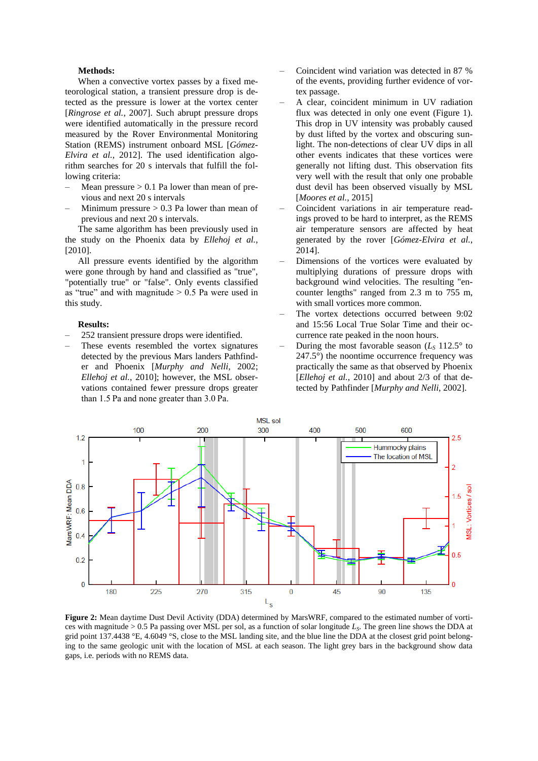**Methods:**

When a convective vortex passes by a fixed meteorological station, a transient pressure drop is detected as the pressure is lower at the vortex center [*Ringrose et al.*, 2007]. Such abrupt pressure drops were identified automatically in the pressure record measured by the Rover Environmental Monitoring Station (REMS) instrument onboard MSL [*Gómez-Elvira et al.*, 2012]. The used identification algorithm searches for 20 s intervals that fulfill the following criteria:

- Mean pressure > 0.1 Pa lower than mean of previous and next 20 s intervals
- Minimum pressure > 0.3 Pa lower than mean of previous and next 20 s intervals.

The same algorithm has been previously used in the study on the Phoenix data by *Ellehoj et al.*, [2010].

All pressure events identified by the algorithm were gone through by hand and classified as "true", "potentially true" or "false". Only events classified as "true" and with magnitude > 0.5 Pa were used in this study.

**Results:**

- 252 transient pressure drops were identified.
- These events resembled the vortex signatures detected by the previous Mars landers Pathfinder and Phoenix [*Murphy and Nelli*, 2002; *Ellehoj et al.*, 2010]; however, the MSL observations contained fewer pressure drops greater than 1.5 Pa and none greater than 3.0 Pa.
- Coincident wind variation was detected in 87 % of the events, providing further evidence of vortex passage.
- A clear, coincident minimum in UV radiation flux was detected in only one event (Figure 1). This drop in UV intensity was probably caused by dust lifted by the vortex and obscuring sunlight. The non-detections of clear UV dips in all other events indicates that these vortices were generally not lifting dust. This observation fits very well with the result that only one probable dust devil has been observed visually by MSL [*Moores et al.*, 2015]
- Coincident variations in air temperature readings proved to be hard to interpret, as the REMS air temperature sensors are affected by heat generated by the rover [*Gómez-Elvira et al.*, 2014].
- Dimensions of the vortices were evaluated by multiplying durations of pressure drops with background wind velocities. The resulting "encounter lengths" ranged from 2.3 m to 755 m, with small vortices more common.
- The vortex detections occurred between 9:02 and 15:56 Local True Solar Time and their occurrence rate peaked in the noon hours.
- During the most favorable season ($L_S$ 112.5° to 247.5°) the noontime occurrence frequency was practically the same as that observed by Phoenix [*Ellehoj et al.*, 2010] and about 2/3 of that detected by Pathfinder [*Murphy and Nelli*, 2002].

**Figure 2:** Mean daytime Dust Devil Activity (DDA) determined by MarsWRF, compared to the estimated number of vortices with magnitude > 0.5 Pa passing over MSL per sol, as a function of solar longitude $L_S$. The green line shows the DDA at grid point 137.4438 °E, 4.6049 °S, close to the MSL landing site, and the blue line the DDA at the closest grid point belonging to the same geologic unit with the location of MSL at each season. The light grey bars in the background show data gaps, i.e. periods with no REMS data.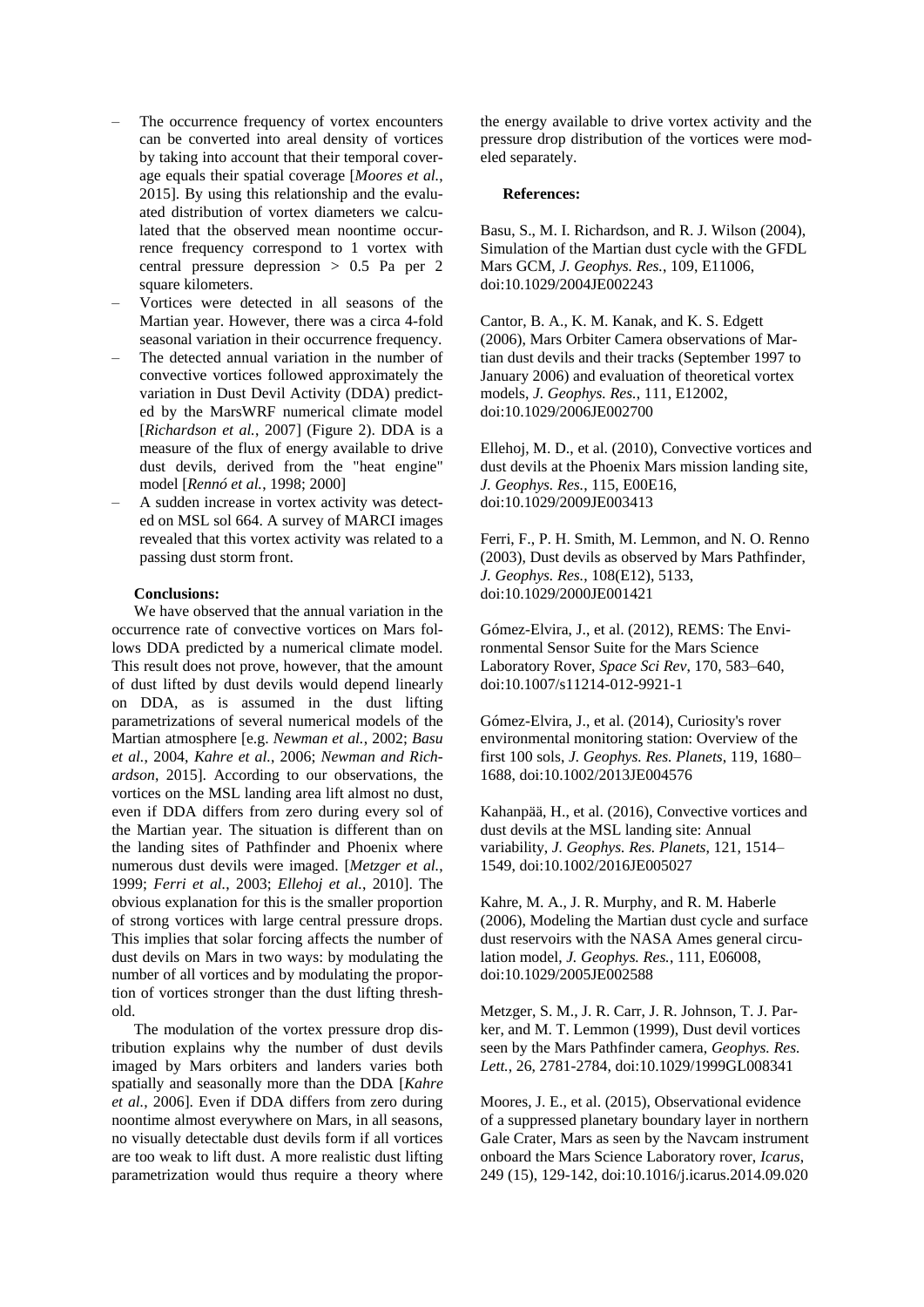- The occurrence frequency of vortex encounters can be converted into areal density of vortices by taking into account that their temporal coverage equals their spatial coverage [*Moores et al.*, 2015]. By using this relationship and the evaluated distribution of vortex diameters we calculated that the observed mean noontime occurrence frequency correspond to 1 vortex with central pressure depression > 0.5 Pa per 2 square kilometers.
- Vortices were detected in all seasons of the Martian year. However, there was a circa 4-fold seasonal variation in their occurrence frequency.
- The detected annual variation in the number of convective vortices followed approximately the variation in Dust Devil Activity (DDA) predicted by the MarsWRF numerical climate model [*Richardson et al.*, 2007] (Figure 2). DDA is a measure of the flux of energy available to drive dust devils, derived from the "heat engine" model [*Rennó et al.*, 1998; 2000]
- A sudden increase in vortex activity was detected on MSL sol 664. A survey of MARCI images revealed that this vortex activity was related to a passing dust storm front.

**Conclusions:**

We have observed that the annual variation in the occurrence rate of convective vortices on Mars follows DDA predicted by a numerical climate model. This result does not prove, however, that the amount of dust lifted by dust devils would depend linearly on DDA, as is assumed in the dust lifting parametrizations of several numerical models of the Martian atmosphere [e.g. *Newman et al.*, 2002; *Basu et al.*, 2004, *Kahre et al.*, 2006; *Newman and Richardson*, 2015]. According to our observations, the vortices on the MSL landing area lift almost no dust, even if DDA differs from zero during every sol of the Martian year. The situation is different than on the landing sites of Pathfinder and Phoenix where numerous dust devils were imaged. [*Metzger et al.*, 1999; *Ferri et al.*, 2003; *Ellehoj et al.*, 2010]. The obvious explanation for this is the smaller proportion of strong vortices with large central pressure drops. This implies that solar forcing affects the number of dust devils on Mars in two ways: by modulating the number of all vortices and by modulating the proportion of vortices stronger than the dust lifting threshold.

The modulation of the vortex pressure drop distribution explains why the number of dust devils imaged by Mars orbiters and landers varies both spatially and seasonally more than the DDA [*Kahre et al.*, 2006]. Even if DDA differs from zero during noontime almost everywhere on Mars, in all seasons, no visually detectable dust devils form if all vortices are too weak to lift dust. A more realistic dust lifting parametrization would thus require a theory where the energy available to drive vortex activity and the pressure drop distribution of the vortices were modeled separately.

**References:**

Basu, S., M. I. Richardson, and R. J. Wilson (2004), Simulation of the Martian dust cycle with the GFDL Mars GCM, *J. Geophys. Res.*, 109, E11006, doi:10.1029/2004JE002243

Cantor, B. A., K. M. Kanak, and K. S. Edgett (2006), Mars Orbiter Camera observations of Martian dust devils and their tracks (September 1997 to January 2006) and evaluation of theoretical vortex models, *J. Geophys. Res.*, 111, E12002, doi:10.1029/2006JE002700

Ellehoj, M. D., et al. (2010), Convective vortices and dust devils at the Phoenix Mars mission landing site, *J. Geophys. Res.*, 115, E00E16, doi:10.1029/2009JE003413

Ferri, F., P. H. Smith, M. Lemmon, and N. O. Renno (2003), Dust devils as observed by Mars Pathfinder, *J. Geophys. Res.*, 108(E12), 5133, doi:10.1029/2000JE001421

Gómez-Elvira, J., et al. (2012), REMS: The Environmental Sensor Suite for the Mars Science Laboratory Rover, *Space Sci Rev*, 170, 583–640, doi:10.1007/s11214-012-9921-1

Gómez-Elvira, J., et al. (2014), Curiosity's rover environmental monitoring station: Overview of the first 100 sols, *J. Geophys. Res. Planets*, 119, 1680–1688, doi:10.1002/2013JE004576

Kahanpää, H., et al. (2016), Convective vortices and dust devils at the MSL landing site: Annual variability, *J. Geophys. Res. Planets*, 121, 1514–1549, doi:10.1002/2016JE005027

Kahre, M. A., J. R. Murphy, and R. M. Haberle (2006), Modeling the Martian dust cycle and surface dust reservoirs with the NASA Ames general circulation model, *J. Geophys. Res.*, 111, E06008, doi:10.1029/2005JE002588

Metzger, S. M., J. R. Carr, J. R. Johnson, T. J. Parker, and M. T. Lemmon (1999), Dust devil vortices seen by the Mars Pathfinder camera, *Geophys. Res. Lett.*, 26, 2781-2784, doi:10.1029/1999GL008341

Moores, J. E., et al. (2015), Observational evidence of a suppressed planetary boundary layer in northern Gale Crater, Mars as seen by the Navcam instrument onboard the Mars Science Laboratory rover, *Icarus*, 249 (15), 129-142, doi:10.1016/j.icarus.2014.09.020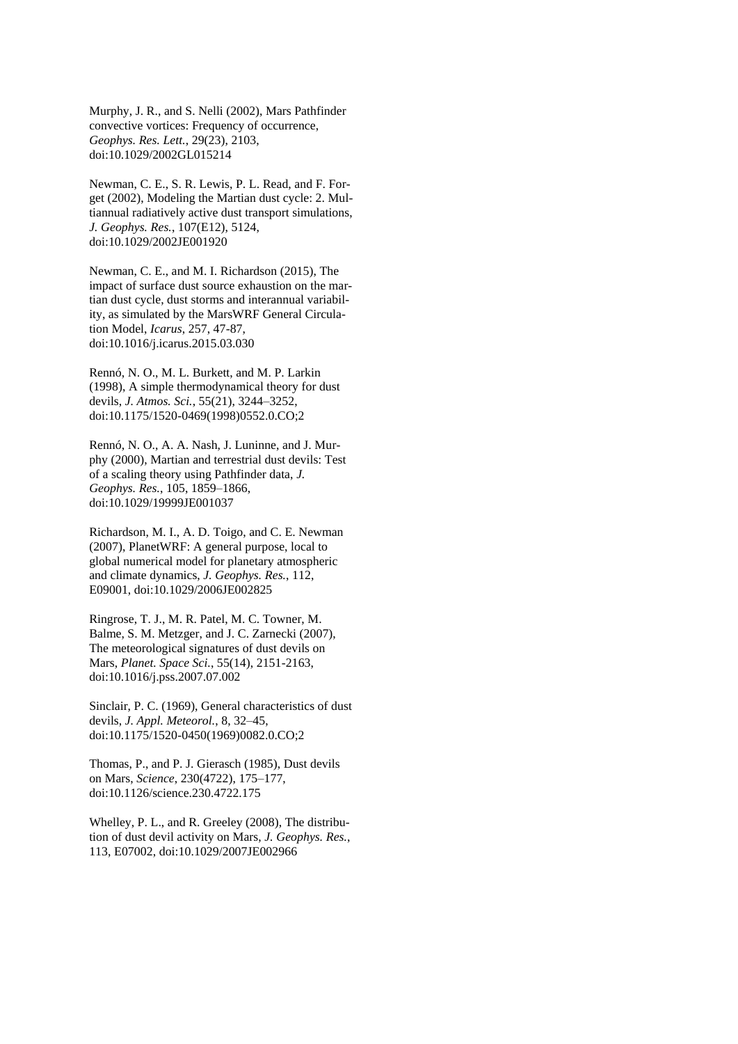Murphy, J. R., and S. Nelli (2002), Mars Pathfinder convective vortices: Frequency of occurrence, *Geophys. Res. Lett.*, 29(23), 2103, doi:10.1029/2002GL015214

Newman, C. E., S. R. Lewis, P. L. Read, and F. Forget (2002), Modeling the Martian dust cycle: 2. Multiannual radiatively active dust transport simulations, *J. Geophys. Res.*, 107(E12), 5124, doi:10.1029/2002JE001920

Newman, C. E., and M. I. Richardson (2015), The impact of surface dust source exhaustion on the martian dust cycle, dust storms and interannual variability, as simulated by the MarsWRF General Circulation Model, *Icarus*, 257, 47-87, doi:10.1016/j.icarus.2015.03.030

Rennó, N. O., M. L. Burkett, and M. P. Larkin (1998), A simple thermodynamical theory for dust devils, *J. Atmos. Sci.*, 55(21), 3244–3252, doi:10.1175/1520-0469(1998)0552.0.CO;2

Rennó, N. O., A. A. Nash, J. Luninne, and J. Murphy (2000), Martian and terrestrial dust devils: Test of a scaling theory using Pathfinder data, *J. Geophys. Res.*, 105, 1859–1866, doi:10.1029/19999JE001037

Richardson, M. I., A. D. Toigo, and C. E. Newman (2007), PlanetWRF: A general purpose, local to global numerical model for planetary atmospheric and climate dynamics, *J. Geophys. Res.*, 112, E09001, doi:10.1029/2006JE002825

Ringrose, T. J., M. R. Patel, M. C. Towner, M. Balme, S. M. Metzger, and J. C. Zarnecki (2007), The meteorological signatures of dust devils on Mars, *Planet. Space Sci.*, 55(14), 2151-2163, doi:10.1016/j.pss.2007.07.002

Sinclair, P. C. (1969), General characteristics of dust devils, *J. Appl. Meteorol.*, 8, 32–45, doi:10.1175/1520-0450(1969)0082.0.CO;2

Thomas, P., and P. J. Gierasch (1985), Dust devils on Mars, *Science*, 230(4722), 175–177, doi:10.1126/science.230.4722.175

Whelley, P. L., and R. Greeley (2008), The distribution of dust devil activity on Mars, *J. Geophys. Res.*, 113, E07002, doi:10.1029/2007JE002966